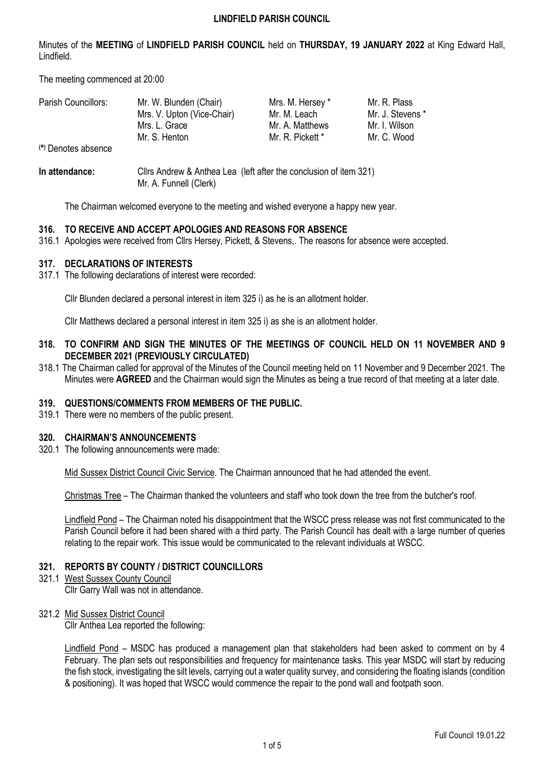**LINDFIELD PARISH COUNCIL**

Minutes of the **MEETING** of **LINDFIELD PARISH COUNCIL** held on **THURSDAY, 19 JANUARY 2022** at King Edward Hall, Lindfield.

The meeting commenced at 20:00

| Parish Councillors: | Mr. W. Blunden (Chair) | Mrs. M. Hersey * | Mr. R. Plass |
|---|---|---|---|
| | Mrs. V. Upton (Vice-Chair) | Mr. M. Leach | Mr. J. Stevens * |
| | Mrs. L. Grace | Mr. A. Matthews | Mr. I. Wilson |
| | Mr. S. Henton | Mr. R. Pickett * | Mr. C. Wood |

(*) Denotes absence

**In attendance:** Cllrs Andrew & Anthea Lea (left after the conclusion of item 321)
Mr. A. Funnell (Clerk)

The Chairman welcomed everyone to the meeting and wished everyone a happy new year.

### 316. TO RECEIVE AND ACCEPT APOLOGIES AND REASONS FOR ABSENCE

316.1 Apologies were received from Cllrs Hersey, Pickett, & Stevens,. The reasons for absence were accepted.

### 317. DECLARATIONS OF INTERESTS

317.1 The following declarations of interest were recorded:

Cllr Blunden declared a personal interest in item 325 i) as he is an allotment holder.

Cllr Matthews declared a personal interest in item 325 i) as she is an allotment holder.

### 318. TO CONFIRM AND SIGN THE MINUTES OF THE MEETINGS OF COUNCIL HELD ON 11 NOVEMBER AND 9 DECEMBER 2021 (PREVIOUSLY CIRCULATED)

318.1 The Chairman called for approval of the Minutes of the Council meeting held on 11 November and 9 December 2021. The Minutes were **AGREED** and the Chairman would sign the Minutes as being a true record of that meeting at a later date.

### 319. QUESTIONS/COMMENTS FROM MEMBERS OF THE PUBLIC.

319.1 There were no members of the public present.

### 320. CHAIRMAN'S ANNOUNCEMENTS

320.1 The following announcements were made:

Mid Sussex District Council Civic Service. The Chairman announced that he had attended the event.

Christmas Tree – The Chairman thanked the volunteers and staff who took down the tree from the butcher's roof.

Lindfield Pond – The Chairman noted his disappointment that the WSCC press release was not first communicated to the Parish Council before it had been shared with a third party. The Parish Council has dealt with a large number of queries relating to the repair work. This issue would be communicated to the relevant individuals at WSCC.

### 321. REPORTS BY COUNTY / DISTRICT COUNCILLORS

321.1 West Sussex County Council
Cllr Garry Wall was not in attendance.

321.2 Mid Sussex District Council
Cllr Anthea Lea reported the following:

Lindfield Pond – MSDC has produced a management plan that stakeholders had been asked to comment on by 4 February. The plan sets out responsibilities and frequency for maintenance tasks. This year MSDC will start by reducing the fish stock, investigating the silt levels, carrying out a water quality survey, and considering the floating islands (condition & positioning). It was hoped that WSCC would commence the repair to the pond wall and footpath soon.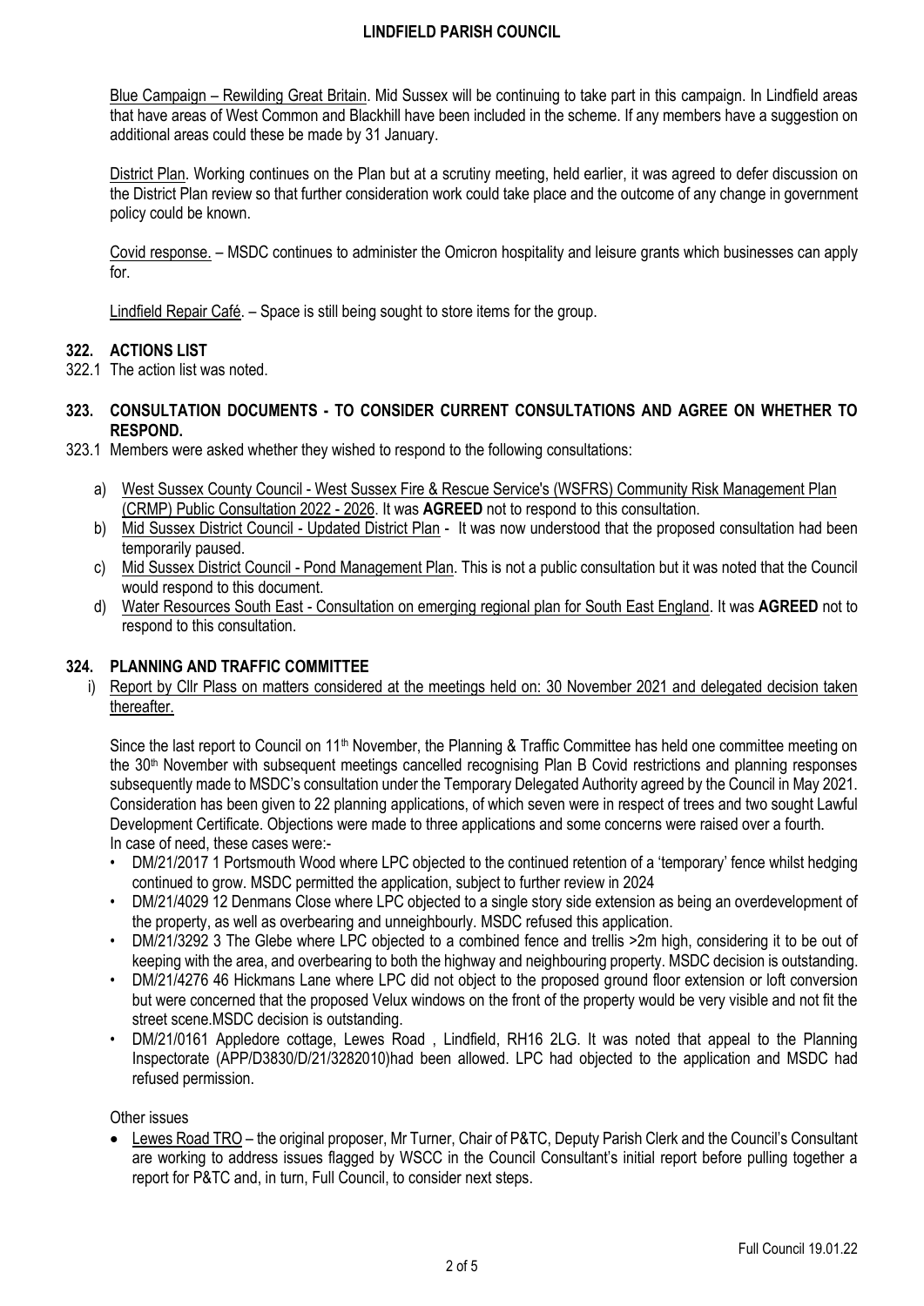Blue Campaign – Rewilding Great Britain. Mid Sussex will be continuing to take part in this campaign. In Lindfield areas that have areas of West Common and Blackhill have been included in the scheme. If any members have a suggestion on additional areas could these be made by 31 January.

District Plan. Working continues on the Plan but at a scrutiny meeting, held earlier, it was agreed to defer discussion on the District Plan review so that further consideration work could take place and the outcome of any change in government policy could be known.

Covid response. – MSDC continues to administer the Omicron hospitality and leisure grants which businesses can apply for.

Lindfield Repair Café. – Space is still being sought to store items for the group.

## 322. ACTIONS LIST

322.1 The action list was noted.

## 323. CONSULTATION DOCUMENTS - TO CONSIDER CURRENT CONSULTATIONS AND AGREE ON WHETHER TO RESPOND.

323.1 Members were asked whether they wished to respond to the following consultations:

a) West Sussex County Council - West Sussex Fire & Rescue Service's (WSFRS) Community Risk Management Plan (CRMP) Public Consultation 2022 - 2026. It was **AGREED** not to respond to this consultation.
b) Mid Sussex District Council - Updated District Plan - It was now understood that the proposed consultation had been temporarily paused.
c) Mid Sussex District Council - Pond Management Plan. This is not a public consultation but it was noted that the Council would respond to this document.
d) Water Resources South East - Consultation on emerging regional plan for South East England. It was **AGREED** not to respond to this consultation.

## 324. PLANNING AND TRAFFIC COMMITTEE

i) Report by Cllr Plass on matters considered at the meetings held on: 30 November 2021 and delegated decision taken thereafter.

Since the last report to Council on 11th November, the Planning & Traffic Committee has held one committee meeting on the 30th November with subsequent meetings cancelled recognising Plan B Covid restrictions and planning responses subsequently made to MSDC's consultation under the Temporary Delegated Authority agreed by the Council in May 2021. Consideration has been given to 22 planning applications, of which seven were in respect of trees and two sought Lawful Development Certificate. Objections were made to three applications and some concerns were raised over a fourth.
In case of need, these cases were:-

- DM/21/2017 1 Portsmouth Wood where LPC objected to the continued retention of a 'temporary' fence whilst hedging continued to grow. MSDC permitted the application, subject to further review in 2024
- DM/21/4029 12 Denmans Close where LPC objected to a single story side extension as being an overdevelopment of the property, as well as overbearing and unneighbourly. MSDC refused this application.
- DM/21/3292 3 The Glebe where LPC objected to a combined fence and trellis >2m high, considering it to be out of keeping with the area, and overbearing to both the highway and neighbouring property. MSDC decision is outstanding.
- DM/21/4276 46 Hickmans Lane where LPC did not object to the proposed ground floor extension or loft conversion but were concerned that the proposed Velux windows on the front of the property would be very visible and not fit the street scene.MSDC decision is outstanding.
- DM/21/0161 Appledore cottage, Lewes Road , Lindfield, RH16 2LG. It was noted that appeal to the Planning Inspectorate (APP/D3830/D/21/3282010)had been allowed. LPC had objected to the application and MSDC had refused permission.

Other issues

- Lewes Road TRO – the original proposer, Mr Turner, Chair of P&TC, Deputy Parish Clerk and the Council's Consultant are working to address issues flagged by WSCC in the Council Consultant's initial report before pulling together a report for P&TC and, in turn, Full Council, to consider next steps.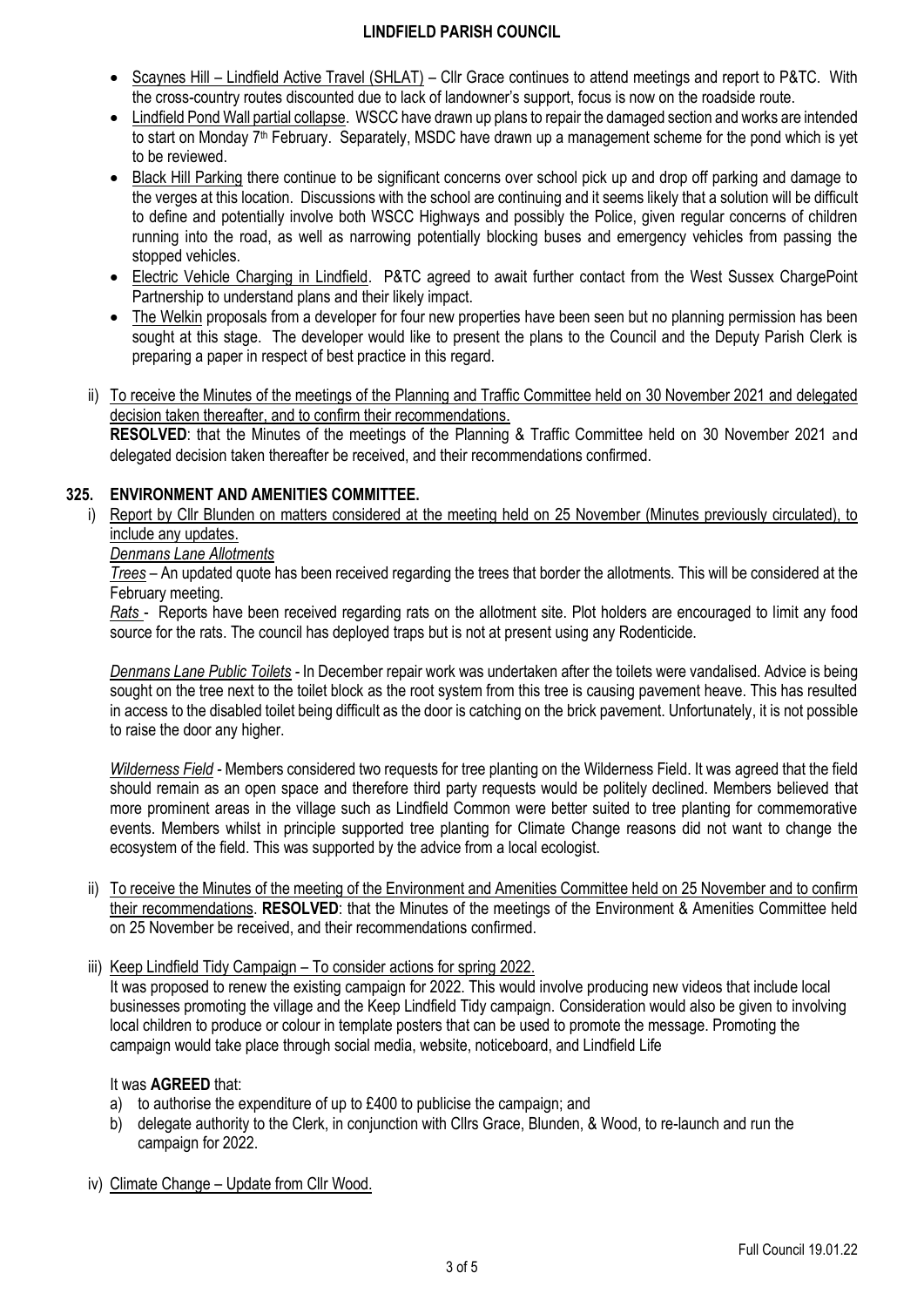- Scaynes Hill – Lindfield Active Travel (SHLAT) – Cllr Grace continues to attend meetings and report to P&TC. With the cross-country routes discounted due to lack of landowner's support, focus is now on the roadside route.
- Lindfield Pond Wall partial collapse. WSCC have drawn up plans to repair the damaged section and works are intended to start on Monday 7th February. Separately, MSDC have drawn up a management scheme for the pond which is yet to be reviewed.
- Black Hill Parking there continue to be significant concerns over school pick up and drop off parking and damage to the verges at this location. Discussions with the school are continuing and it seems likely that a solution will be difficult to define and potentially involve both WSCC Highways and possibly the Police, given regular concerns of children running into the road, as well as narrowing potentially blocking buses and emergency vehicles from passing the stopped vehicles.
- Electric Vehicle Charging in Lindfield. P&TC agreed to await further contact from the West Sussex ChargePoint Partnership to understand plans and their likely impact.
- The Welkin proposals from a developer for four new properties have been seen but no planning permission has been sought at this stage. The developer would like to present the plans to the Council and the Deputy Parish Clerk is preparing a paper in respect of best practice in this regard.

ii) To receive the Minutes of the meetings of the Planning and Traffic Committee held on 30 November 2021 and delegated decision taken thereafter, and to confirm their recommendations.
**RESOLVED**: that the Minutes of the meetings of the Planning & Traffic Committee held on 30 November 2021 and delegated decision taken thereafter be received, and their recommendations confirmed.

## 325. ENVIRONMENT AND AMENITIES COMMITTEE.

i) Report by Cllr Blunden on matters considered at the meeting held on 25 November (Minutes previously circulated), to include any updates.

*Denmans Lane Allotments*

*Trees* – An updated quote has been received regarding the trees that border the allotments. This will be considered at the February meeting.

*Rats* - Reports have been received regarding rats on the allotment site. Plot holders are encouraged to limit any food source for the rats. The council has deployed traps but is not at present using any Rodenticide.

*Denmans Lane Public Toilets* - In December repair work was undertaken after the toilets were vandalised. Advice is being sought on the tree next to the toilet block as the root system from this tree is causing pavement heave. This has resulted in access to the disabled toilet being difficult as the door is catching on the brick pavement. Unfortunately, it is not possible to raise the door any higher.

*Wilderness Field* - Members considered two requests for tree planting on the Wilderness Field. It was agreed that the field should remain as an open space and therefore third party requests would be politely declined. Members believed that more prominent areas in the village such as Lindfield Common were better suited to tree planting for commemorative events. Members whilst in principle supported tree planting for Climate Change reasons did not want to change the ecosystem of the field. This was supported by the advice from a local ecologist.

ii) To receive the Minutes of the meeting of the Environment and Amenities Committee held on 25 November and to confirm their recommendations. **RESOLVED**: that the Minutes of the meetings of the Environment & Amenities Committee held on 25 November be received, and their recommendations confirmed.

iii) Keep Lindfield Tidy Campaign – To consider actions for spring 2022.
It was proposed to renew the existing campaign for 2022. This would involve producing new videos that include local businesses promoting the village and the Keep Lindfield Tidy campaign. Consideration would also be given to involving local children to produce or colour in template posters that can be used to promote the message. Promoting the campaign would take place through social media, website, noticeboard, and Lindfield Life

It was **AGREED** that:

a) to authorise the expenditure of up to £400 to publicise the campaign; and
b) delegate authority to the Clerk, in conjunction with Cllrs Grace, Blunden, & Wood, to re-launch and run the campaign for 2022.

iv) Climate Change – Update from Cllr Wood.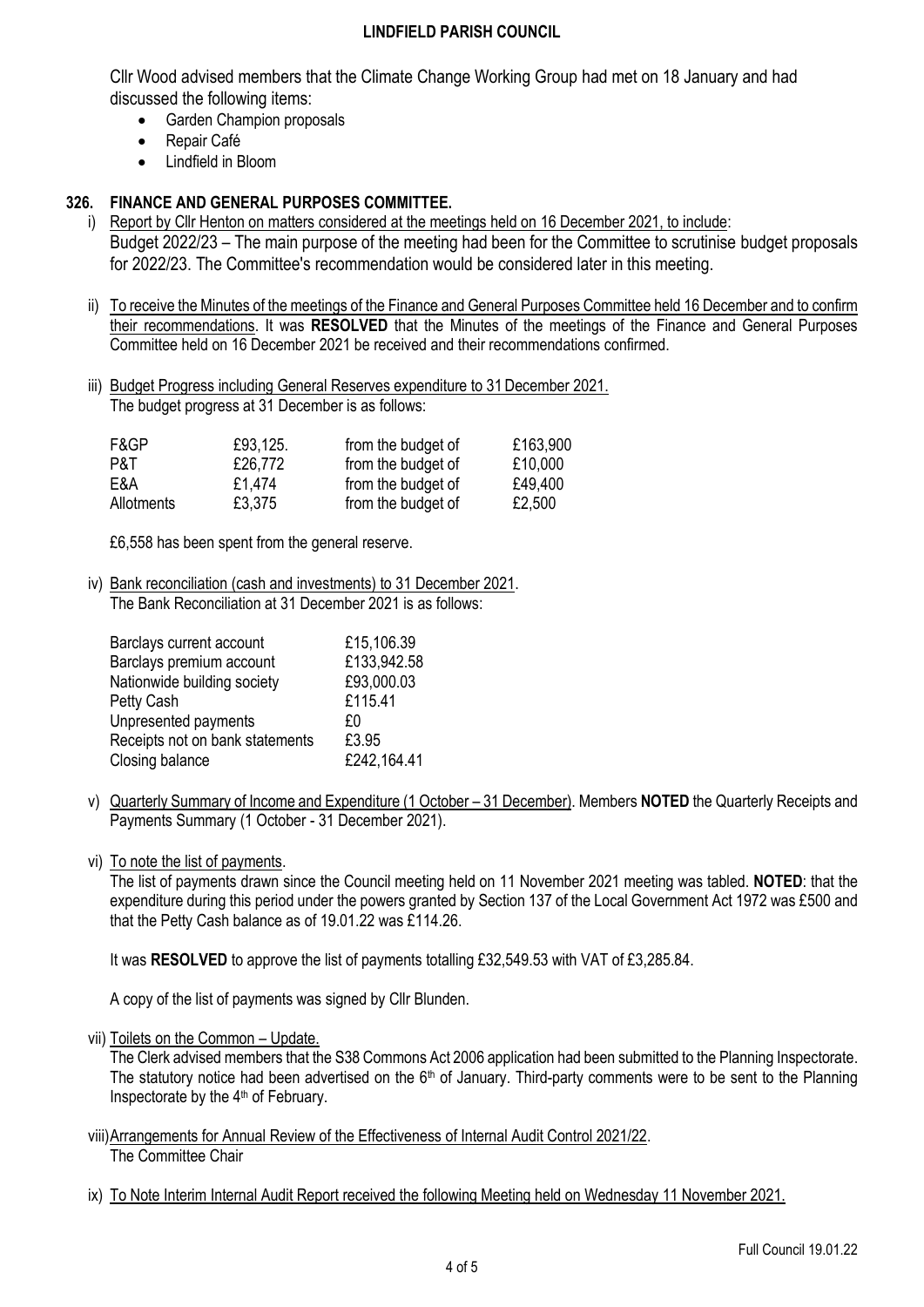Cllr Wood advised members that the Climate Change Working Group had met on 18 January and had discussed the following items:

- Garden Champion proposals
- Repair Café
- Lindfield in Bloom

## 326. FINANCE AND GENERAL PURPOSES COMMITTEE.

i) Report by Cllr Henton on matters considered at the meetings held on 16 December 2021, to include:
Budget 2022/23 – The main purpose of the meeting had been for the Committee to scrutinise budget proposals for 2022/23. The Committee's recommendation would be considered later in this meeting.

ii) To receive the Minutes of the meetings of the Finance and General Purposes Committee held 16 December and to confirm their recommendations. It was **RESOLVED** that the Minutes of the meetings of the Finance and General Purposes Committee held on 16 December 2021 be received and their recommendations confirmed.

iii) Budget Progress including General Reserves expenditure to 31 December 2021.
The budget progress at 31 December is as follows:

| | | | |
|---|---|---|---|
| F&GP | £93,125. | from the budget of | £163,900 |
| P&T | £26,772 | from the budget of | £10,000 |
| E&A | £1,474 | from the budget of | £49,400 |
| Allotments | £3,375 | from the budget of | £2,500 |

£6,558 has been spent from the general reserve.

iv) Bank reconciliation (cash and investments) to 31 December 2021.
The Bank Reconciliation at 31 December 2021 is as follows:

| | |
|---|---|
| Barclays current account | £15,106.39 |
| Barclays premium account | £133,942.58 |
| Nationwide building society | £93,000.03 |
| Petty Cash | £115.41 |
| Unpresented payments | £0 |
| Receipts not on bank statements | £3.95 |
| Closing balance | £242,164.41 |

v) Quarterly Summary of Income and Expenditure (1 October – 31 December). Members **NOTED** the Quarterly Receipts and Payments Summary (1 October - 31 December 2021).

vi) To note the list of payments.
The list of payments drawn since the Council meeting held on 11 November 2021 meeting was tabled. **NOTED**: that the expenditure during this period under the powers granted by Section 137 of the Local Government Act 1972 was £500 and that the Petty Cash balance as of 19.01.22 was £114.26.

It was **RESOLVED** to approve the list of payments totalling £32,549.53 with VAT of £3,285.84.

A copy of the list of payments was signed by Cllr Blunden.

vii) Toilets on the Common – Update.
The Clerk advised members that the S38 Commons Act 2006 application had been submitted to the Planning Inspectorate. The statutory notice had been advertised on the 6th of January. Third-party comments were to be sent to the Planning Inspectorate by the 4th of February.

viii) Arrangements for Annual Review of the Effectiveness of Internal Audit Control 2021/22.
The Committee Chair

ix) To Note Interim Internal Audit Report received the following Meeting held on Wednesday 11 November 2021.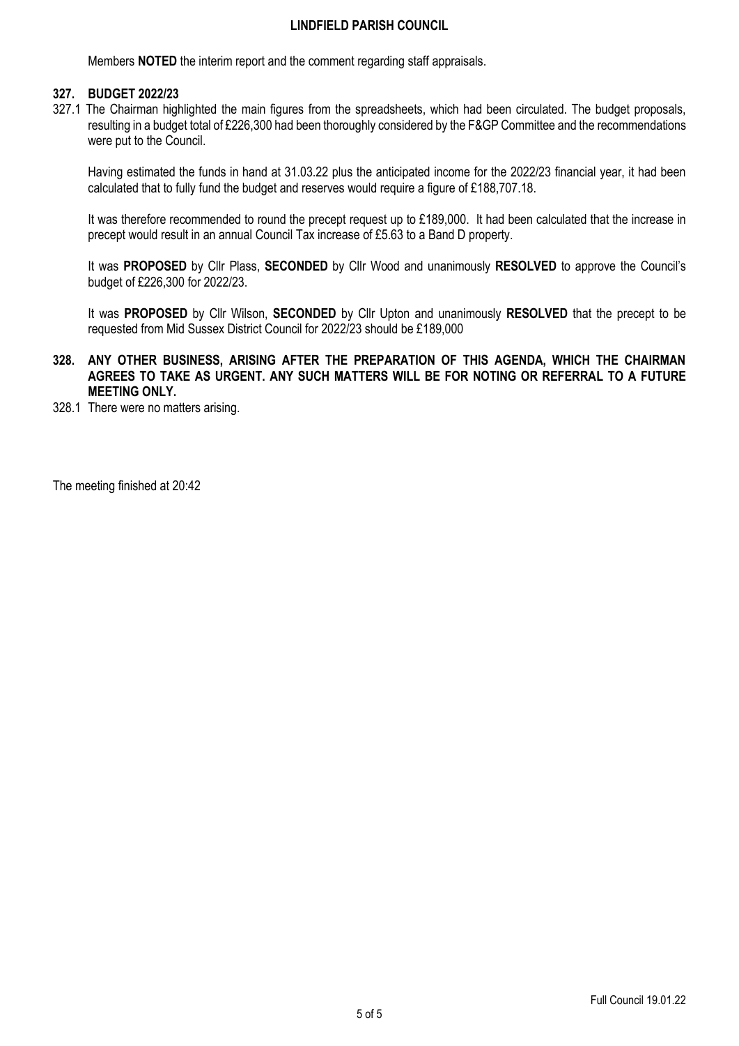Members **NOTED** the interim report and the comment regarding staff appraisals.

## 327. BUDGET 2022/23

327.1 The Chairman highlighted the main figures from the spreadsheets, which had been circulated. The budget proposals, resulting in a budget total of £226,300 had been thoroughly considered by the F&GP Committee and the recommendations were put to the Council.

Having estimated the funds in hand at 31.03.22 plus the anticipated income for the 2022/23 financial year, it had been calculated that to fully fund the budget and reserves would require a figure of £188,707.18.

It was therefore recommended to round the precept request up to £189,000. It had been calculated that the increase in precept would result in an annual Council Tax increase of £5.63 to a Band D property.

It was **PROPOSED** by Cllr Plass, **SECONDED** by Cllr Wood and unanimously **RESOLVED** to approve the Council's budget of £226,300 for 2022/23.

It was **PROPOSED** by Cllr Wilson, **SECONDED** by Cllr Upton and unanimously **RESOLVED** that the precept to be requested from Mid Sussex District Council for 2022/23 should be £189,000

## 328. ANY OTHER BUSINESS, ARISING AFTER THE PREPARATION OF THIS AGENDA, WHICH THE CHAIRMAN AGREES TO TAKE AS URGENT. ANY SUCH MATTERS WILL BE FOR NOTING OR REFERRAL TO A FUTURE MEETING ONLY.

328.1 There were no matters arising.

The meeting finished at 20:42